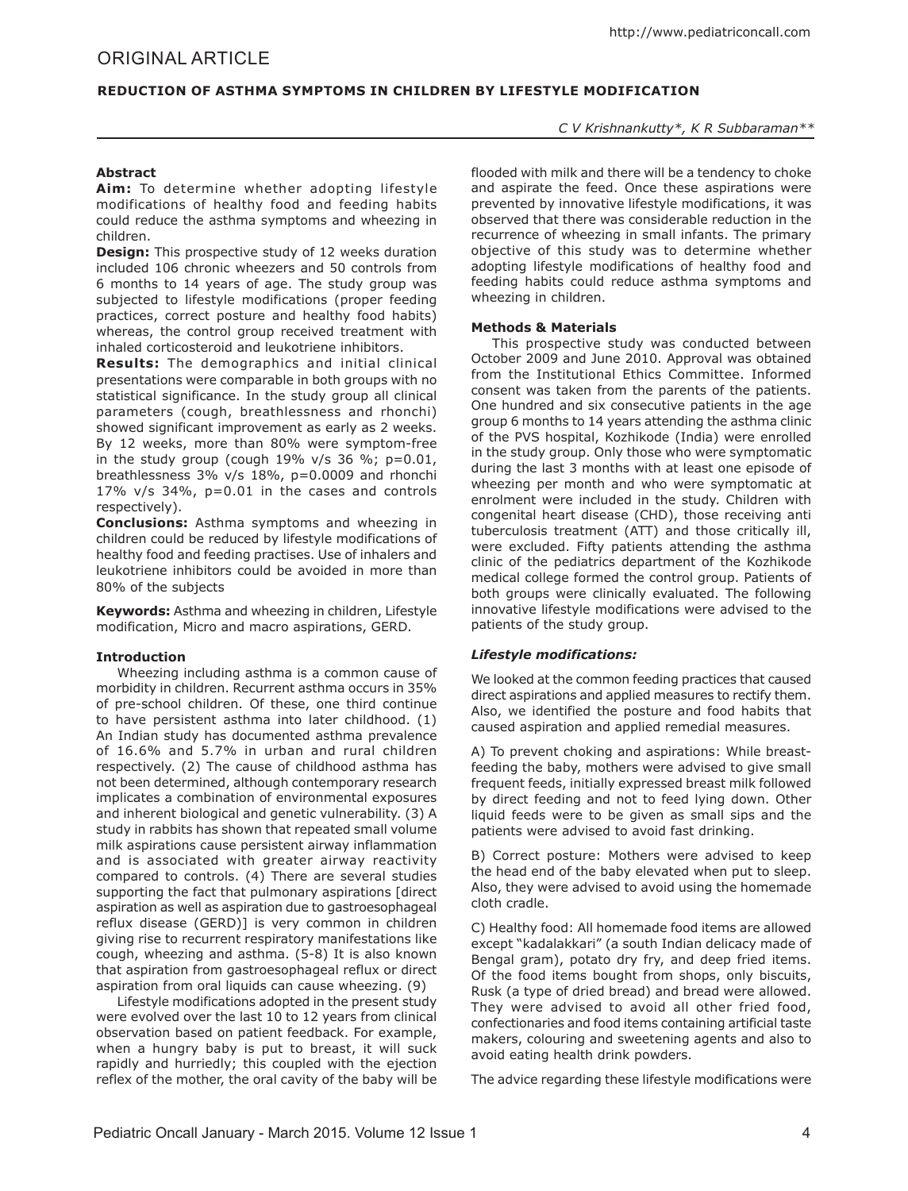## ORIGINAL ARTICLE

### REDUCTION OF ASTHMA SYMPTOMS IN CHILDREN BY LIFESTYLE MODIFICATION

*C V Krishnankutty\*, K R Subbaraman\*\**

**Abstract**

**Aim:** To determine whether adopting lifestyle modifications of healthy food and feeding habits could reduce the asthma symptoms and wheezing in children.

**Design:** This prospective study of 12 weeks duration included 106 chronic wheezers and 50 controls from 6 months to 14 years of age. The study group was subjected to lifestyle modifications (proper feeding practices, correct posture and healthy food habits) whereas, the control group received treatment with inhaled corticosteroid and leukotriene inhibitors.

**Results:** The demographics and initial clinical presentations were comparable in both groups with no statistical significance. In the study group all clinical parameters (cough, breathlessness and rhonchi) showed significant improvement as early as 2 weeks. By 12 weeks, more than 80% were symptom-free in the study group (cough 19% v/s 36 %; p=0.01, breathlessness 3% v/s 18%, p=0.0009 and rhonchi 17% v/s 34%, p=0.01 in the cases and controls respectively).

**Conclusions:** Asthma symptoms and wheezing in children could be reduced by lifestyle modifications of healthy food and feeding practises. Use of inhalers and leukotriene inhibitors could be avoided in more than 80% of the subjects

**Keywords:** Asthma and wheezing in children, Lifestyle modification, Micro and macro aspirations, GERD.

**Introduction**

Wheezing including asthma is a common cause of morbidity in children. Recurrent asthma occurs in 35% of pre-school children. Of these, one third continue to have persistent asthma into later childhood. (1) An Indian study has documented asthma prevalence of 16.6% and 5.7% in urban and rural children respectively. (2) The cause of childhood asthma has not been determined, although contemporary research implicates a combination of environmental exposures and inherent biological and genetic vulnerability. (3) A study in rabbits has shown that repeated small volume milk aspirations cause persistent airway inflammation and is associated with greater airway reactivity compared to controls. (4) There are several studies supporting the fact that pulmonary aspirations [direct aspiration as well as aspiration due to gastroesophageal reflux disease (GERD)] is very common in children giving rise to recurrent respiratory manifestations like cough, wheezing and asthma. (5-8) It is also known that aspiration from gastroesophageal reflux or direct aspiration from oral liquids can cause wheezing. (9)

Lifestyle modifications adopted in the present study were evolved over the last 10 to 12 years from clinical observation based on patient feedback. For example, when a hungry baby is put to breast, it will suck rapidly and hurriedly; this coupled with the ejection reflex of the mother, the oral cavity of the baby will be flooded with milk and there will be a tendency to choke and aspirate the feed. Once these aspirations were prevented by innovative lifestyle modifications, it was observed that there was considerable reduction in the recurrence of wheezing in small infants. The primary objective of this study was to determine whether adopting lifestyle modifications of healthy food and feeding habits could reduce asthma symptoms and wheezing in children.

**Methods & Materials**

This prospective study was conducted between October 2009 and June 2010. Approval was obtained from the Institutional Ethics Committee. Informed consent was taken from the parents of the patients. One hundred and six consecutive patients in the age group 6 months to 14 years attending the asthma clinic of the PVS hospital, Kozhikode (India) were enrolled in the study group. Only those who were symptomatic during the last 3 months with at least one episode of wheezing per month and who were symptomatic at enrolment were included in the study. Children with congenital heart disease (CHD), those receiving anti tuberculosis treatment (ATT) and those critically ill, were excluded. Fifty patients attending the asthma clinic of the pediatrics department of the Kozhikode medical college formed the control group. Patients of both groups were clinically evaluated. The following innovative lifestyle modifications were advised to the patients of the study group.

***Lifestyle modifications:***

We looked at the common feeding practices that caused direct aspirations and applied measures to rectify them. Also, we identified the posture and food habits that caused aspiration and applied remedial measures.

A) To prevent choking and aspirations: While breast-feeding the baby, mothers were advised to give small frequent feeds, initially expressed breast milk followed by direct feeding and not to feed lying down. Other liquid feeds were to be given as small sips and the patients were advised to avoid fast drinking.

B) Correct posture: Mothers were advised to keep the head end of the baby elevated when put to sleep. Also, they were advised to avoid using the homemade cloth cradle.

C) Healthy food: All homemade food items are allowed except "kadalakkari" (a south Indian delicacy made of Bengal gram), potato dry fry, and deep fried items. Of the food items bought from shops, only biscuits, Rusk (a type of dried bread) and bread were allowed. They were advised to avoid all other fried food, confectionaries and food items containing artificial taste makers, colouring and sweetening agents and also to avoid eating health drink powders.

The advice regarding these lifestyle modifications were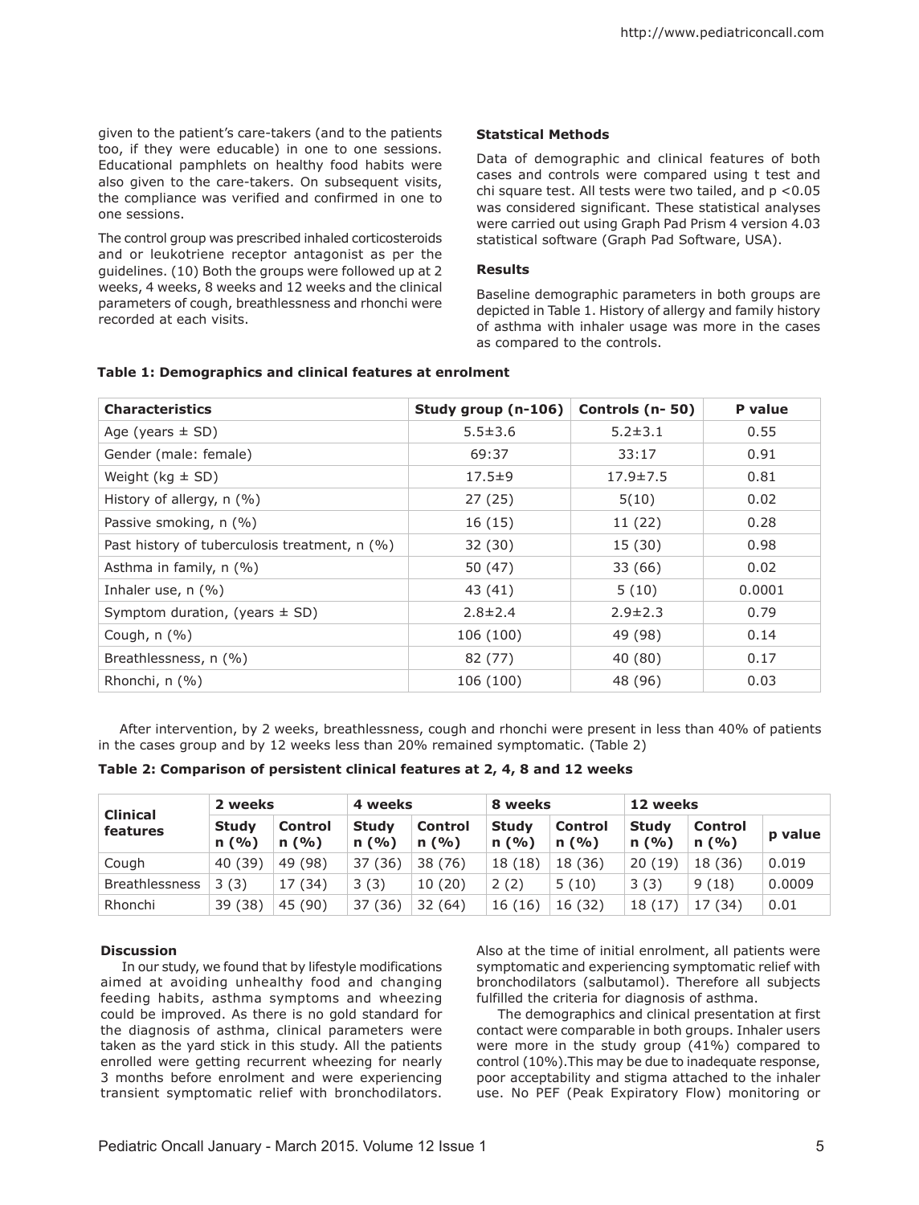given to the patient's care-takers (and to the patients too, if they were educable) in one to one sessions. Educational pamphlets on healthy food habits were also given to the care-takers. On subsequent visits, the compliance was verified and confirmed in one to one sessions.

The control group was prescribed inhaled corticosteroids and or leukotriene receptor antagonist as per the guidelines. (10) Both the groups were followed up at 2 weeks, 4 weeks, 8 weeks and 12 weeks and the clinical parameters of cough, breathlessness and rhonchi were recorded at each visits.

### Statstical Methods

Data of demographic and clinical features of both cases and controls were compared using t test and chi square test. All tests were two tailed, and p <0.05 was considered significant. These statistical analyses were carried out using Graph Pad Prism 4 version 4.03 statistical software (Graph Pad Software, USA).

### Results

Baseline demographic parameters in both groups are depicted in Table 1. History of allergy and family history of asthma with inhaler usage was more in the cases as compared to the controls.

**Table 1: Demographics and clinical features at enrolment**

| Characteristics | Study group (n-106) | Controls (n- 50) | P value |
|---|---|---|---|
| Age (years ± SD) | 5.5±3.6 | 5.2±3.1 | 0.55 |
| Gender (male: female) | 69:37 | 33:17 | 0.91 |
| Weight (kg ± SD) | 17.5±9 | 17.9±7.5 | 0.81 |
| History of allergy, n (%) | 27 (25) | 5(10) | 0.02 |
| Passive smoking, n (%) | 16 (15) | 11 (22) | 0.28 |
| Past history of tuberculosis treatment, n (%) | 32 (30) | 15 (30) | 0.98 |
| Asthma in family, n (%) | 50 (47) | 33 (66) | 0.02 |
| Inhaler use, n (%) | 43 (41) | 5 (10) | 0.0001 |
| Symptom duration, (years ± SD) | 2.8±2.4 | 2.9±2.3 | 0.79 |
| Cough, n (%) | 106 (100) | 49 (98) | 0.14 |
| Breathlessness, n (%) | 82 (77) | 40 (80) | 0.17 |
| Rhonchi, n (%) | 106 (100) | 48 (96) | 0.03 |

After intervention, by 2 weeks, breathlessness, cough and rhonchi were present in less than 40% of patients in the cases group and by 12 weeks less than 20% remained symptomatic. (Table 2)

**Table 2: Comparison of persistent clinical features at 2, 4, 8 and 12 weeks**

| Clinical features | 2 weeks | | 4 weeks | | 8 weeks | | 12 weeks | | |
|---|---|---|---|---|---|---|---|---|---|
| | Study n (%) | Control n (%) | Study n (%) | Control n (%) | Study n (%) | Control n (%) | Study n (%) | Control n (%) | p value |
| Cough | 40 (39) | 49 (98) | 37 (36) | 38 (76) | 18 (18) | 18 (36) | 20 (19) | 18 (36) | 0.019 |
| Breathlessness | 3 (3) | 17 (34) | 3 (3) | 10 (20) | 2 (2) | 5 (10) | 3 (3) | 9 (18) | 0.0009 |
| Rhonchi | 39 (38) | 45 (90) | 37 (36) | 32 (64) | 16 (16) | 16 (32) | 18 (17) | 17 (34) | 0.01 |

### Discussion

In our study, we found that by lifestyle modifications aimed at avoiding unhealthy food and changing feeding habits, asthma symptoms and wheezing could be improved. As there is no gold standard for the diagnosis of asthma, clinical parameters were taken as the yard stick in this study. All the patients enrolled were getting recurrent wheezing for nearly 3 months before enrolment and were experiencing transient symptomatic relief with bronchodilators. Also at the time of initial enrolment, all patients were symptomatic and experiencing symptomatic relief with bronchodilators (salbutamol). Therefore all subjects fulfilled the criteria for diagnosis of asthma.

The demographics and clinical presentation at first contact were comparable in both groups. Inhaler users were more in the study group (41%) compared to control (10%).This may be due to inadequate response, poor acceptability and stigma attached to the inhaler use. No PEF (Peak Expiratory Flow) monitoring or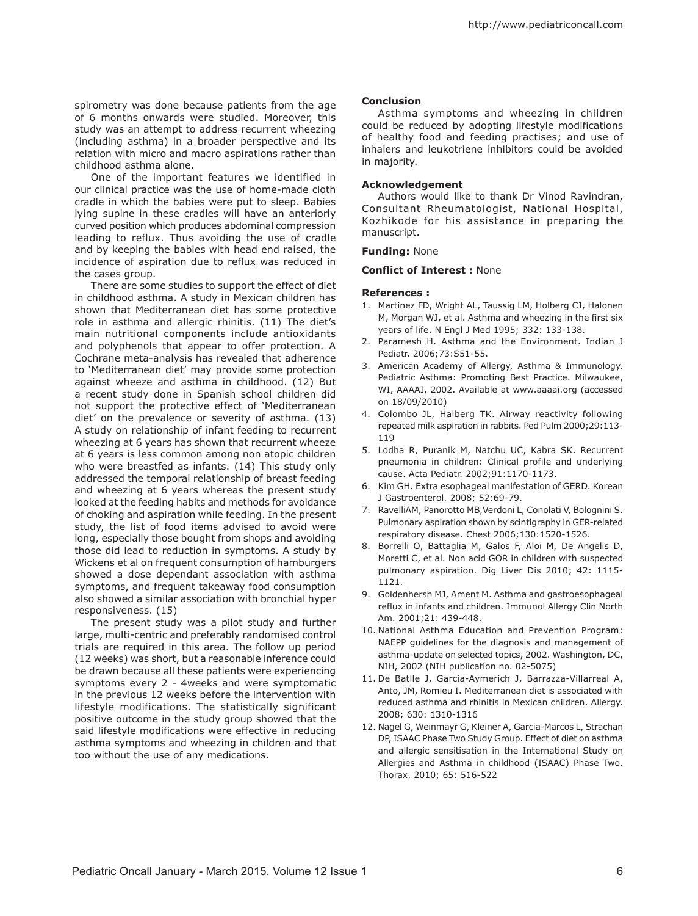spirometry was done because patients from the age of 6 months onwards were studied. Moreover, this study was an attempt to address recurrent wheezing (including asthma) in a broader perspective and its relation with micro and macro aspirations rather than childhood asthma alone.

One of the important features we identified in our clinical practice was the use of home-made cloth cradle in which the babies were put to sleep. Babies lying supine in these cradles will have an anteriorly curved position which produces abdominal compression leading to reflux. Thus avoiding the use of cradle and by keeping the babies with head end raised, the incidence of aspiration due to reflux was reduced in the cases group.

There are some studies to support the effect of diet in childhood asthma. A study in Mexican children has shown that Mediterranean diet has some protective role in asthma and allergic rhinitis. (11) The diet's main nutritional components include antioxidants and polyphenols that appear to offer protection. A Cochrane meta-analysis has revealed that adherence to 'Mediterranean diet' may provide some protection against wheeze and asthma in childhood. (12) But a recent study done in Spanish school children did not support the protective effect of 'Mediterranean diet' on the prevalence or severity of asthma. (13) A study on relationship of infant feeding to recurrent wheezing at 6 years has shown that recurrent wheeze at 6 years is less common among non atopic children who were breastfed as infants. (14) This study only addressed the temporal relationship of breast feeding and wheezing at 6 years whereas the present study looked at the feeding habits and methods for avoidance of choking and aspiration while feeding. In the present study, the list of food items advised to avoid were long, especially those bought from shops and avoiding those did lead to reduction in symptoms. A study by Wickens et al on frequent consumption of hamburgers showed a dose dependant association with asthma symptoms, and frequent takeaway food consumption also showed a similar association with bronchial hyper responsiveness. (15)

The present study was a pilot study and further large, multi-centric and preferably randomised control trials are required in this area. The follow up period (12 weeks) was short, but a reasonable inference could be drawn because all these patients were experiencing symptoms every 2 - 4weeks and were symptomatic in the previous 12 weeks before the intervention with lifestyle modifications. The statistically significant positive outcome in the study group showed that the said lifestyle modifications were effective in reducing asthma symptoms and wheezing in children and that too without the use of any medications.

**Conclusion**

Asthma symptoms and wheezing in children could be reduced by adopting lifestyle modifications of healthy food and feeding practises; and use of inhalers and leukotriene inhibitors could be avoided in majority.

**Acknowledgement**

Authors would like to thank Dr Vinod Ravindran, Consultant Rheumatologist, National Hospital, Kozhikode for his assistance in preparing the manuscript.

**Funding:** None

**Conflict of Interest :** None

**References :**

1. Martinez FD, Wright AL, Taussig LM, Holberg CJ, Halonen M, Morgan WJ, et al. Asthma and wheezing in the first six years of life. N Engl J Med 1995; 332: 133-138.
2. Paramesh H. Asthma and the Environment. Indian J Pediatr. 2006;73:S51-55.
3. American Academy of Allergy, Asthma & Immunology. Pediatric Asthma: Promoting Best Practice. Milwaukee, WI, AAAAI, 2002. Available at www.aaaai.org (accessed on 18/09/2010)
4. Colombo JL, Halberg TK. Airway reactivity following repeated milk aspiration in rabbits. Ped Pulm 2000;29:113-119
5. Lodha R, Puranik M, Natchu UC, Kabra SK. Recurrent pneumonia in children: Clinical profile and underlying cause. Acta Pediatr. 2002;91:1170-1173.
6. Kim GH. Extra esophageal manifestation of GERD. Korean J Gastroenterol. 2008; 52:69-79.
7. RavelliAM, Panorotto MB,Verdoni L, Conolati V, Bolognini S. Pulmonary aspiration shown by scintigraphy in GER-related respiratory disease. Chest 2006;130:1520-1526.
8. Borrelli O, Battaglia M, Galos F, Aloi M, De Angelis D, Moretti C, et al. Non acid GOR in children with suspected pulmonary aspiration. Dig Liver Dis 2010; 42: 1115-1121.
9. Goldenhersh MJ, Ament M. Asthma and gastroesophageal reflux in infants and children. Immunol Allergy Clin North Am. 2001;21: 439-448.
10. National Asthma Education and Prevention Program: NAEPP guidelines for the diagnosis and management of asthma-update on selected topics, 2002. Washington, DC, NIH, 2002 (NIH publication no. 02-5075)
11. De Batlle J, Garcia-Aymerich J, Barrazza-Villarreal A, Anto, JM, Romieu I. Mediterranean diet is associated with reduced asthma and rhinitis in Mexican children. Allergy. 2008; 630: 1310-1316
12. Nagel G, Weinmayr G, Kleiner A, Garcia-Marcos L, Strachan DP, ISAAC Phase Two Study Group. Effect of diet on asthma and allergic sensitisation in the International Study on Allergies and Asthma in childhood (ISAAC) Phase Two. Thorax. 2010; 65: 516-522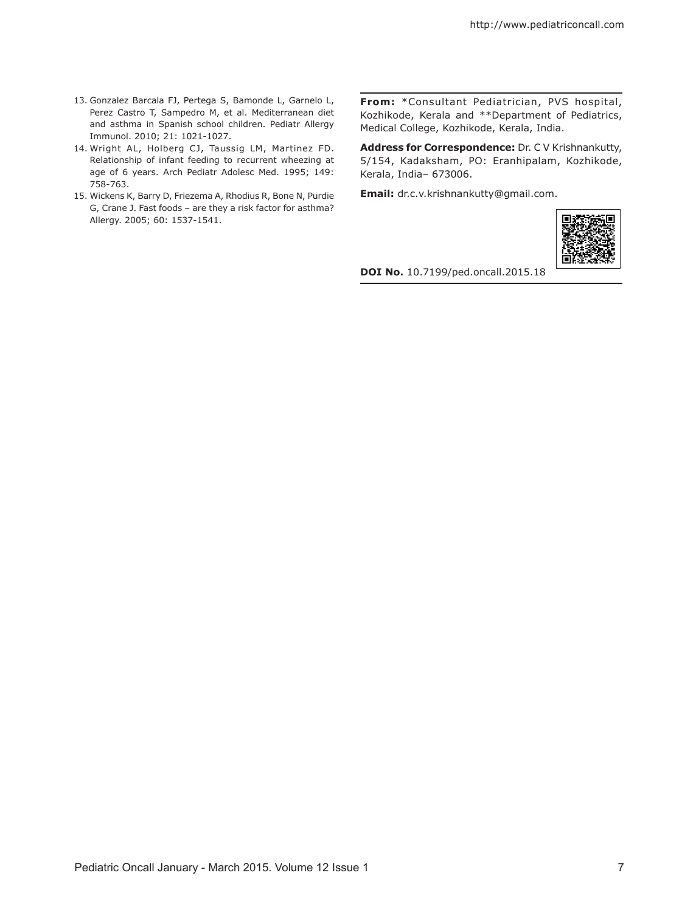13. Gonzalez Barcala FJ, Pertega S, Bamonde L, Garnelo L, Perez Castro T, Sampedro M, et al. Mediterranean diet and asthma in Spanish school children. Pediatr Allergy Immunol. 2010; 21: 1021-1027.
14. Wright AL, Holberg CJ, Taussig LM, Martinez FD. Relationship of infant feeding to recurrent wheezing at age of 6 years. Arch Pediatr Adolesc Med. 1995; 149: 758-763.
15. Wickens K, Barry D, Friezema A, Rhodius R, Bone N, Purdie G, Crane J. Fast foods – are they a risk factor for asthma? Allergy. 2005; 60: 1537-1541.

**From:** *Consultant Pediatrician, PVS hospital, Kozhikode, Kerala and **Department of Pediatrics, Medical College, Kozhikode, Kerala, India.

**Address for Correspondence:** Dr. C V Krishnankutty, 5/154, Kadaksham, PO: Eranhipalam, Kozhikode, Kerala, India– 673006.

**Email:** dr.c.v.krishnankutty@gmail.com.

**DOI No.** 10.7199/ped.oncall.2015.18